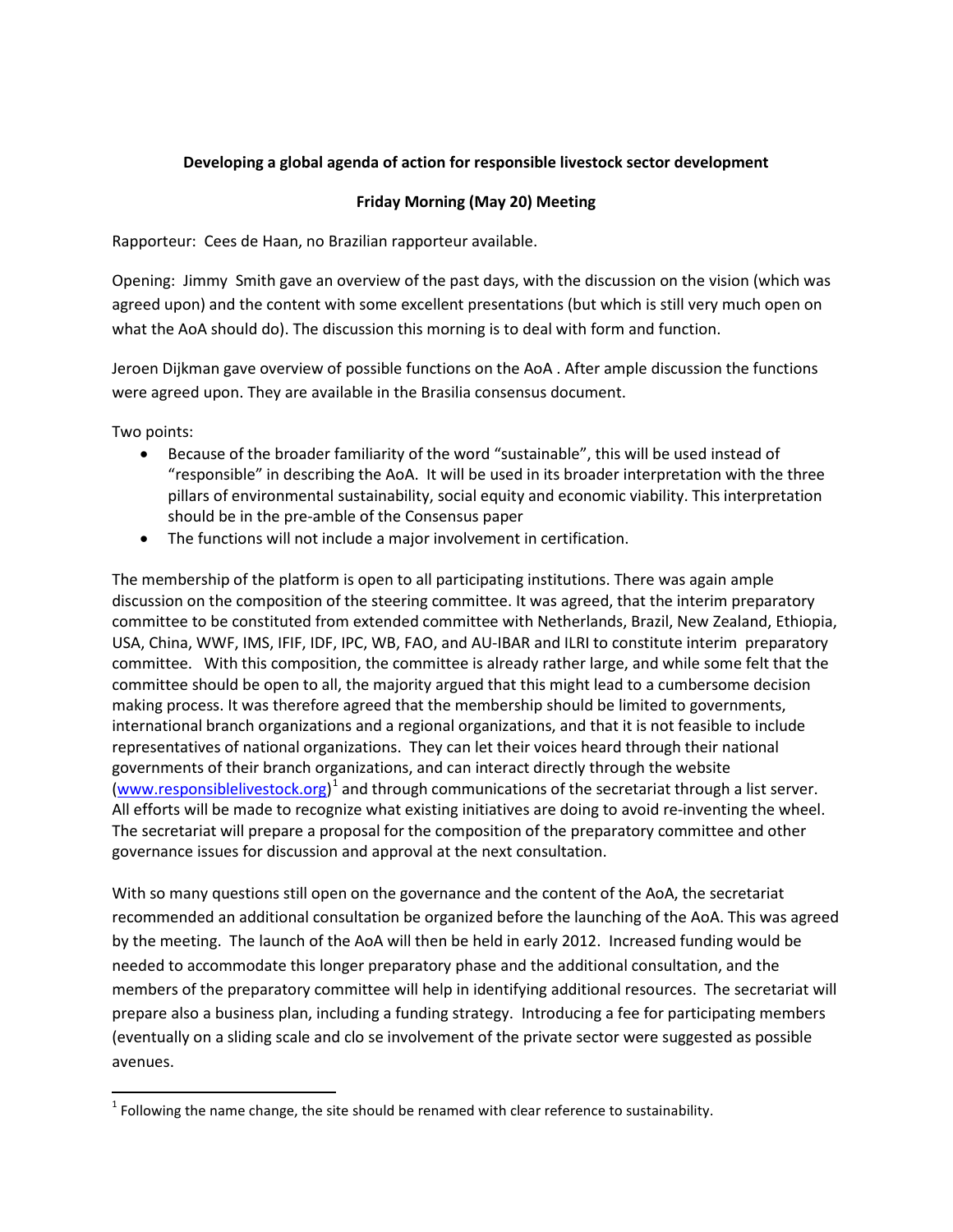**Developing a global agenda of action for responsible livestock sector development**

**Friday Morning (May 20) Meeting**

Rapporteur: Cees de Haan, no Brazilian rapporteur available.

Opening: Jimmy Smith gave an overview of the past days, with the discussion on the vision (which was agreed upon) and the content with some excellent presentations (but which is still very much open on what the AoA should do). The discussion this morning is to deal with form and function.

Jeroen Dijkman gave overview of possible functions on the AoA . After ample discussion the functions were agreed upon. They are available in the Brasilia consensus document.

Two points:

- Because of the broader familiarity of the word "sustainable", this will be used instead of "responsible" in describing the AoA. It will be used in its broader interpretation with the three pillars of environmental sustainability, social equity and economic viability. This interpretation should be in the pre-amble of the Consensus paper
- The functions will not include a major involvement in certification.

The membership of the platform is open to all participating institutions. There was again ample discussion on the composition of the steering committee. It was agreed, that the interim preparatory committee to be constituted from extended committee with Netherlands, Brazil, New Zealand, Ethiopia, USA, China, WWF, IMS, IFIF, IDF, IPC, WB, FAO, and AU-IBAR and ILRI to constitute interim preparatory committee. With this composition, the committee is already rather large, and while some felt that the committee should be open to all, the majority argued that this might lead to a cumbersome decision making process. It was therefore agreed that the membership should be limited to governments, international branch organizations and a regional organizations, and that it is not feasible to include representatives of national organizations. They can let their voices heard through their national governments of their branch organizations, and can interact directly through the website (www.responsiblelivestock.org)[1] and through communications of the secretariat through a list server. All efforts will be made to recognize what existing initiatives are doing to avoid re-inventing the wheel. The secretariat will prepare a proposal for the composition of the preparatory committee and other governance issues for discussion and approval at the next consultation.

With so many questions still open on the governance and the content of the AoA, the secretariat recommended an additional consultation be organized before the launching of the AoA. This was agreed by the meeting. The launch of the AoA will then be held in early 2012. Increased funding would be needed to accommodate this longer preparatory phase and the additional consultation, and the members of the preparatory committee will help in identifying additional resources. The secretariat will prepare also a business plan, including a funding strategy. Introducing a fee for participating members (eventually on a sliding scale and clo se involvement of the private sector were suggested as possible avenues.

[1] Following the name change, the site should be renamed with clear reference to sustainability.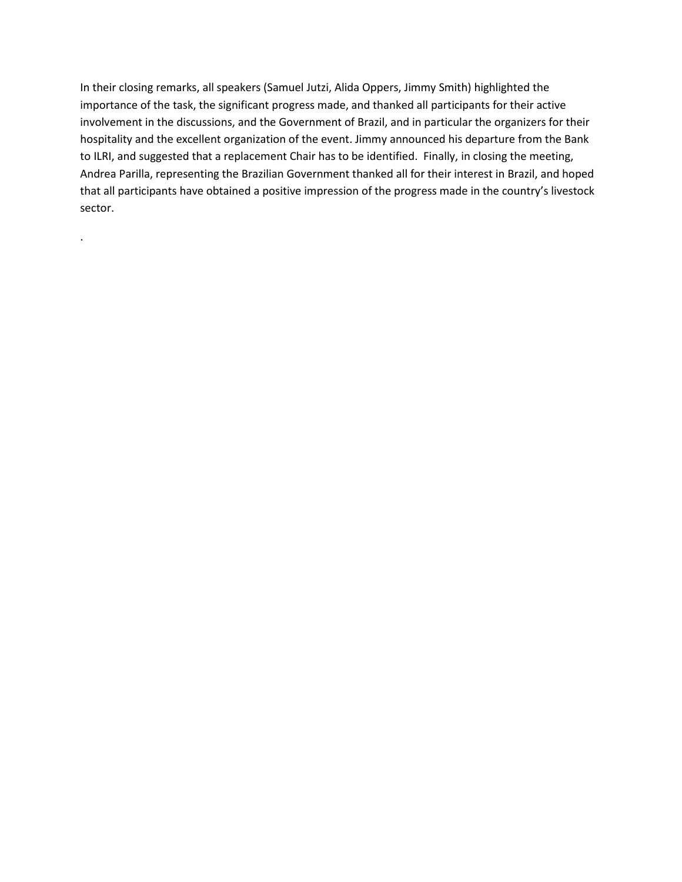In their closing remarks, all speakers (Samuel Jutzi, Alida Oppers, Jimmy Smith) highlighted the importance of the task, the significant progress made, and thanked all participants for their active involvement in the discussions, and the Government of Brazil, and in particular the organizers for their hospitality and the excellent organization of the event. Jimmy announced his departure from the Bank to ILRI, and suggested that a replacement Chair has to be identified. Finally, in closing the meeting, Andrea Parilla, representing the Brazilian Government thanked all for their interest in Brazil, and hoped that all participants have obtained a positive impression of the progress made in the country's livestock sector.

.